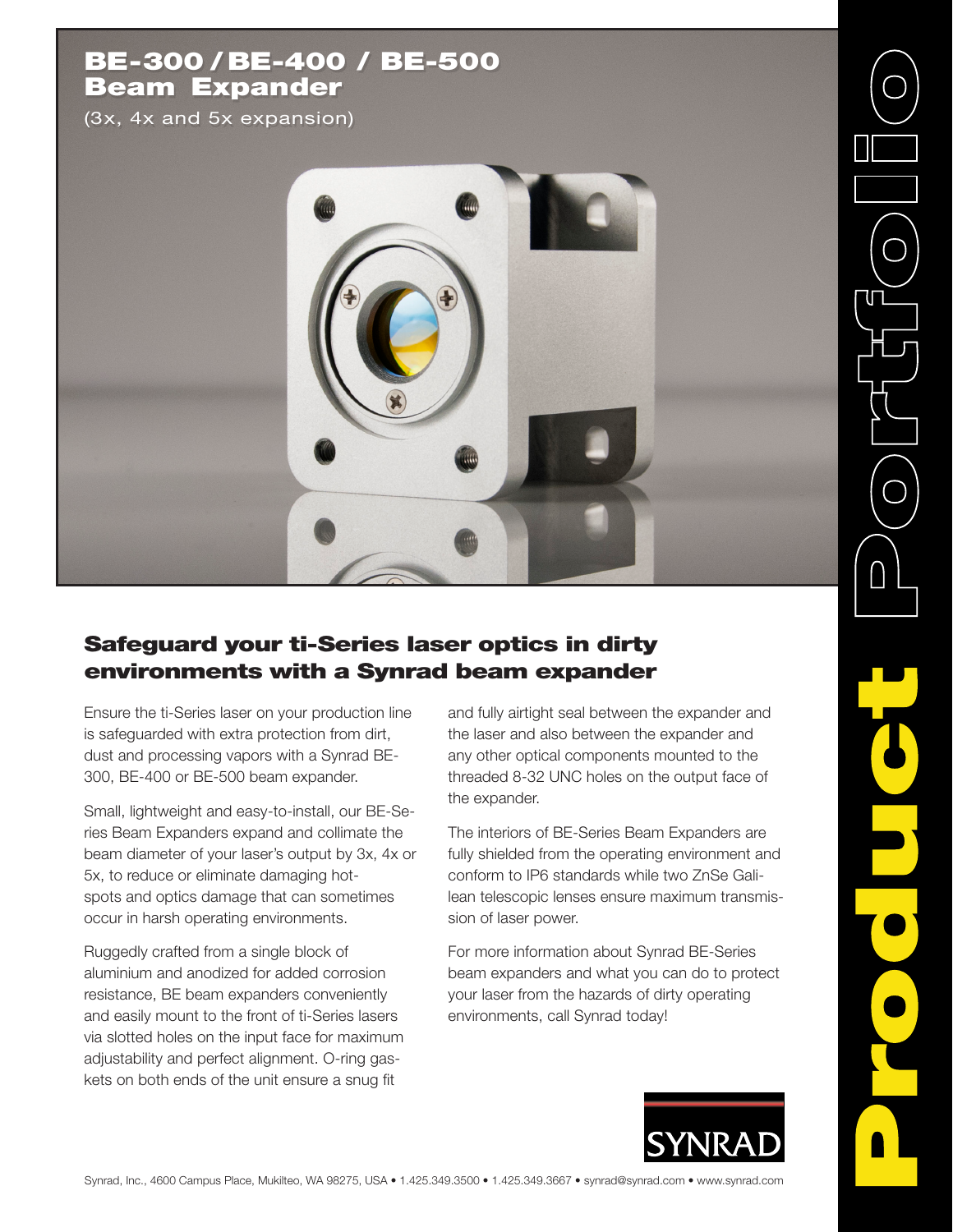# BE-300 / BE-400 / BE-500 Beam Expander

(3x, 4x and 5x expansion)

## Safeguard your ti-Series laser optics in dirty environments with a Synrad beam expander

Ensure the ti-Series laser on your production line is safeguarded with extra protection from dirt, dust and processing vapors with a Synrad BE-300, BE-400 or BE-500 beam expander.

Small, lightweight and easy-to-install, our BE-Series Beam Expanders expand and collimate the beam diameter of your laser's output by 3x, 4x or 5x, to reduce or eliminate damaging hot-spots and optics damage that can sometimes occur in harsh operating environments.

Ruggedly crafted from a single block of aluminium and anodized for added corrosion resistance, BE beam expanders conveniently and easily mount to the front of ti-Series lasers via slotted holes on the input face for maximum adjustability and perfect alignment. O-ring gaskets on both ends of the unit ensure a snug fit and fully airtight seal between the expander and the laser and also between the expander and any other optical components mounted to the threaded 8-32 UNC holes on the output face of the expander.

The interiors of BE-Series Beam Expanders are fully shielded from the operating environment and conform to IP6 standards while two ZnSe Galilean telescopic lenses ensure maximum transmission of laser power.

For more information about Synrad BE-Series beam expanders and what you can do to protect your laser from the hazards of dirty operating environments, call Synrad today!

SYNRAD

Synrad, Inc., 4600 Campus Place, Mukilteo, WA 98275, USA • 1.425.349.3500 • 1.425.349.3667 • synrad@synrad.com • www.synrad.com

Product Portfolio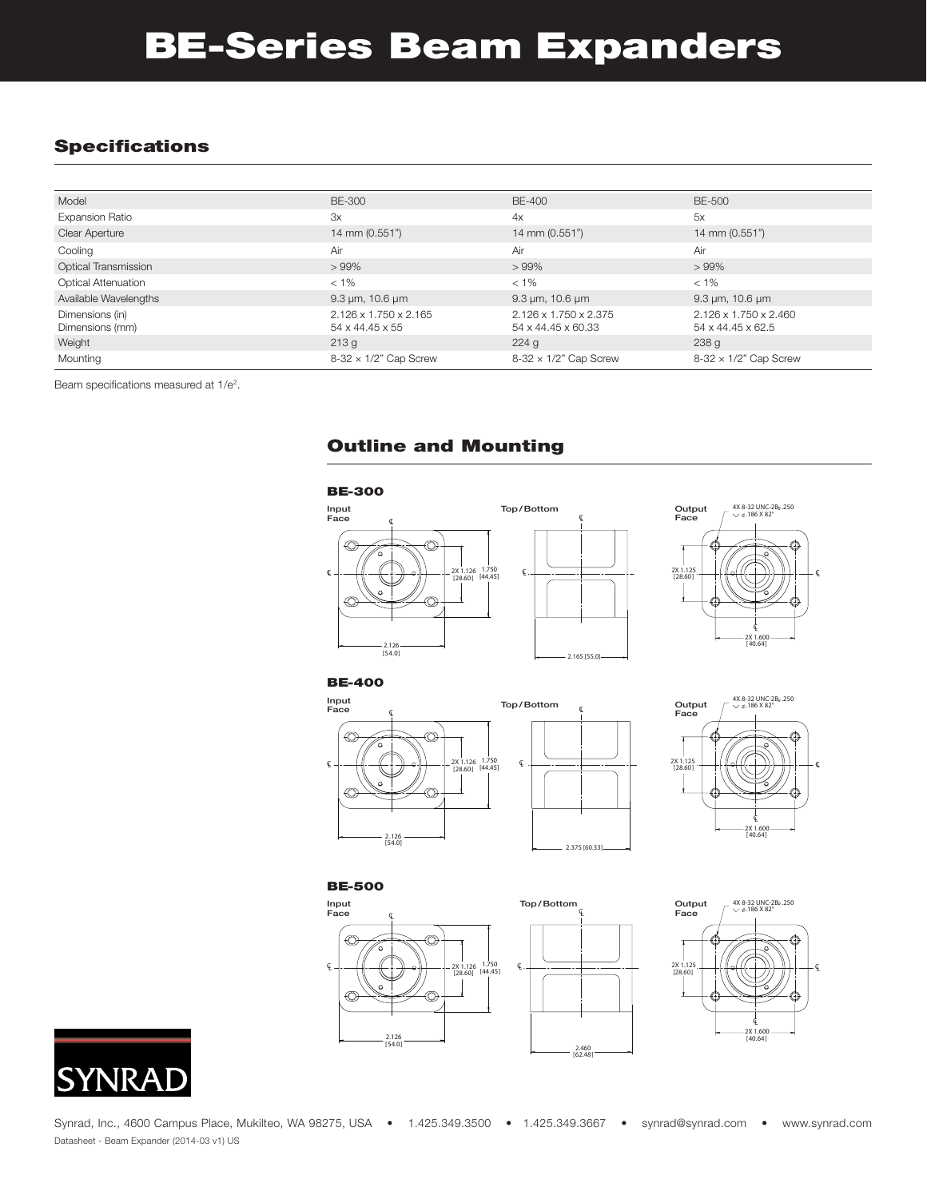# BE-Series Beam Expanders

## Specifications

| Model | BE-300 | BE-400 | BE-500 |
|---|---|---|---|
| Expansion Ratio | 3x | 4x | 5x |
| Clear Aperture | 14 mm (0.551”) | 14 mm (0.551”) | 14 mm (0.551”) |
| Cooling | Air | Air | Air |
| Optical Transmission | > 99% | > 99% | > 99% |
| Optical Attenuation | < 1% | < 1% | < 1% |
| Available Wavelengths | 9.3 µm, 10.6 µm | 9.3 µm, 10.6 µm | 9.3 µm, 10.6 µm |
| Dimensions (in)<br>Dimensions (mm) | 2.126 x 1.750 x 2.165<br>54 x 44.45 x 55 | 2.126 x 1.750 x 2.375<br>54 x 44.45 x 60.33 | 2.126 x 1.750 x 2.460<br>54 x 44.45 x 62.5 |
| Weight | 213 g | 224 g | 238 g |
| Mounting | 8-32 × 1/2” Cap Screw | 8-32 × 1/2” Cap Screw | 8-32 × 1/2” Cap Screw |

Beam specifications measured at $1/e^2$.

## Outline and Mounting

### BE-300

Input Face

2X 1.126 [28.60]
1.750 [44.45]
2.126 [54.0]

Top/Bottom

2.165 [55.0]

Output Face

4X 8-32 UNC-2B ↧ .250
⌵ ⌀.186 X 82°
2X 1.125 [28.60]
2X 1.600 [40.64]

### BE-400

Input Face

2X 1.126 [28.60]
1.750 [44.45]
2.126 [54.0]

Top/Bottom

2.375 [60.33]

Output Face

4X 8-32 UNC-2B ↧ .250
⌵ ⌀.186 X 82°
2X 1.125 [28.60]
2X 1.600 [40.64]

### BE-500

Input Face

2X 1.126 [28.60]
1.750 [44.45]
2.126 [54.0]

Top/Bottom

2.460 [62.48]

Output Face

4X 8-32 UNC-2B ↧ .250
⌵ ⌀.186 X 82°
2X 1.125 [28.60]
2X 1.600 [40.64]

SYNRAD

Synrad, Inc., 4600 Campus Place, Mukilteo, WA 98275, USA • 1.425.349.3500 • 1.425.349.3667 • synrad@synrad.com • www.synrad.com

Datasheet - Beam Expander (2014-03 v1) US